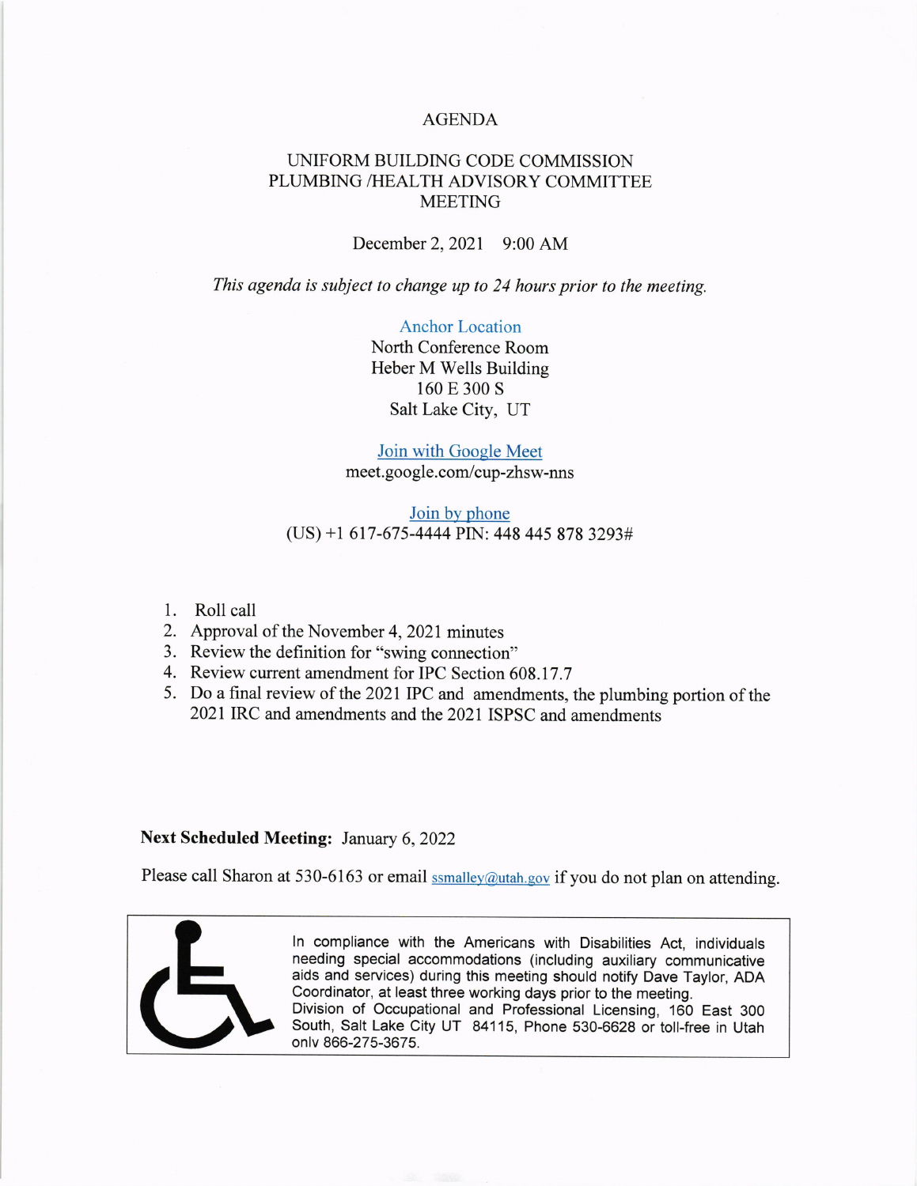# AGENDA

## UNIFORM BUILDING CODE COMMISSION PLUMBING /HEALTH ADVISORY COMMITTEE MEETING

December 2, 2021 9:00 AM

*This agenda is subject to change up to 24 hours prior to the meeting.*

Anchor Location
North Conference Room
Heber M Wells Building
160 E 300 S
Salt Lake City, UT

Join with Google Meet
meet.google.com/cup-zhsw-nns

Join by phone
(US) +1 617-675-4444 PIN: 448 445 878 3293#

1. Roll call
2. Approval of the November 4, 2021 minutes
3. Review the definition for "swing connection"
4. Review current amendment for IPC Section 608.17.7
5. Do a final review of the 2021 IPC and amendments, the plumbing portion of the 2021 IRC and amendments and the 2021 ISPSC and amendments

**Next Scheduled Meeting:** January 6, 2022

Please call Sharon at 530-6163 or email ssmalley@utah.gov if you do not plan on attending.

In compliance with the Americans with Disabilities Act, individuals needing special accommodations (including auxiliary communicative aids and services) during this meeting should notify Dave Taylor, ADA Coordinator, at least three working days prior to the meeting. Division of Occupational and Professional Licensing, 160 East 300 South, Salt Lake City UT 84115, Phone 530-6628 or toll-free in Utah onlv 866-275-3675.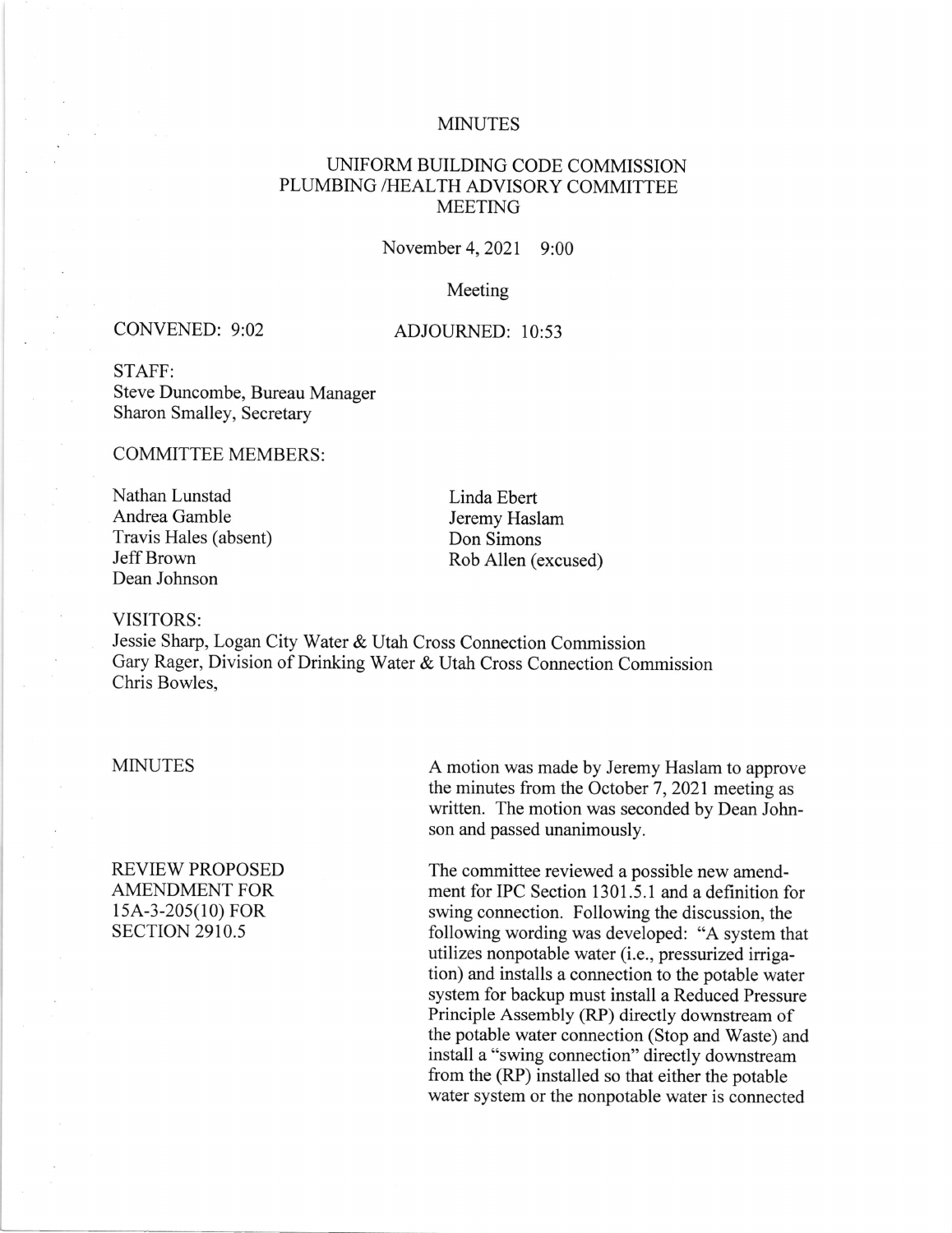# MINUTES

## UNIFORM BUILDING CODE COMMISSION
## PLUMBING /HEALTH ADVISORY COMMITTEE
## MEETING

November 4, 2021 9:00

Meeting

CONVENED: 9:02

ADJOURNED: 10:53

STAFF:
Steve Duncombe, Bureau Manager
Sharon Smalley, Secretary

COMMITTEE MEMBERS:

Nathan Lunstad
Andrea Gamble
Travis Hales (absent)
Jeff Brown
Dean Johnson
Linda Ebert
Jeremy Haslam
Don Simons
Rob Allen (excused)

VISITORS:
Jessie Sharp, Logan City Water & Utah Cross Connection Commission
Gary Rager, Division of Drinking Water & Utah Cross Connection Commission
Chris Bowles,

**MINUTES**

A motion was made by Jeremy Haslam to approve the minutes from the October 7, 2021 meeting as written. The motion was seconded by Dean Johnson and passed unanimously.

**REVIEW PROPOSED AMENDMENT FOR 15A-3-205(10) FOR SECTION 2910.5**

The committee reviewed a possible new amendment for IPC Section 1301.5.1 and a definition for swing connection. Following the discussion, the following wording was developed: "A system that utilizes nonpotable water (i.e., pressurized irrigation) and installs a connection to the potable water system for backup must install a Reduced Pressure Principle Assembly (RP) directly downstream of the potable water connection (Stop and Waste) and install a "swing connection" directly downstream from the (RP) installed so that either the potable water system or the nonpotable water is connected